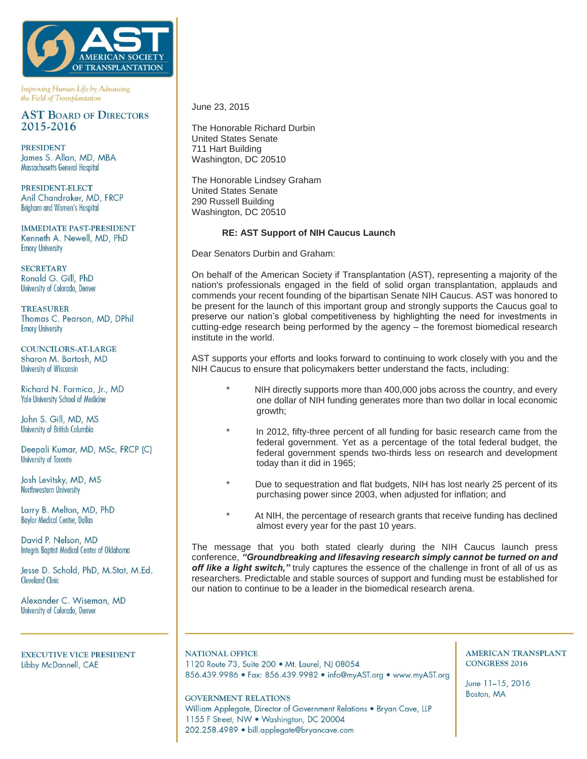**AST**
**AMERICAN SOCIETY OF TRANSPLANTATION**

*Improving Human Life by Advancing the Field of Transplantation*

## AST Board of Directors 2015-2016

**PRESIDENT**
James S. Allan, MD, MBA
Massachusetts General Hospital

**PRESIDENT-ELECT**
Anil Chandraker, MD, FRCP
Brigham and Women's Hospital

**IMMEDIATE PAST-PRESIDENT**
Kenneth A. Newell, MD, PhD
Emory University

**SECRETARY**
Ronald G. Gill, PhD
University of Colorado, Denver

**TREASURER**
Thomas C. Pearson, MD, DPhil
Emory University

**COUNCILORS-AT-LARGE**
Sharon M. Bartosh, MD
University of Wisconsin

Richard N. Formica, Jr., MD
Yale University School of Medicine

John S. Gill, MD, MS
University of British Columbia

Deepali Kumar, MD, MSc, FRCP (C)
University of Toronto

Josh Levitsky, MD, MS
Northwestern University

Larry B. Melton, MD, PhD
Baylor Medical Center, Dallas

David P. Nelson, MD
Integris Baptist Medical Center of Oklahoma

Jesse D. Schold, PhD, M.Stat, M.Ed.
Cleveland Clinic

Alexander C. Wiseman, MD
University of Colorado, Denver

**EXECUTIVE VICE PRESIDENT**
Libby McDannell, CAE

---

June 23, 2015

The Honorable Richard Durbin
United States Senate
711 Hart Building
Washington, DC 20510

The Honorable Lindsey Graham
United States Senate
290 Russell Building
Washington, DC 20510

**RE: AST Support of NIH Caucus Launch**

Dear Senators Durbin and Graham:

On behalf of the American Society if Transplantation (AST), representing a majority of the nation's professionals engaged in the field of solid organ transplantation, applauds and commends your recent founding of the bipartisan Senate NIH Caucus. AST was honored to be present for the launch of this important group and strongly supports the Caucus goal to preserve our nation's global competitiveness by highlighting the need for investments in cutting-edge research being performed by the agency – the foremost biomedical research institute in the world.

AST supports your efforts and looks forward to continuing to work closely with you and the NIH Caucus to ensure that policymakers better understand the facts, including:

* NIH directly supports more than 400,000 jobs across the country, and every one dollar of NIH funding generates more than two dollar in local economic growth;
* In 2012, fifty-three percent of all funding for basic research came from the federal government. Yet as a percentage of the total federal budget, the federal government spends two-thirds less on research and development today than it did in 1965;
* Due to sequestration and flat budgets, NIH has lost nearly 25 percent of its purchasing power since 2003, when adjusted for inflation; and
* At NIH, the percentage of research grants that receive funding has declined almost every year for the past 10 years.

The message that you both stated clearly during the NIH Caucus launch press conference, ***"Groundbreaking and lifesaving research simply cannot be turned on and off like a light switch,"*** truly captures the essence of the challenge in front of all of us as researchers. Predictable and stable sources of support and funding must be established for our nation to continue to be a leader in the biomedical research arena.

---

**NATIONAL OFFICE**
1120 Route 73, Suite 200 • Mt. Laurel, NJ 08054
856.439.9986 • Fax: 856.439.9982 • info@myAST.org • www.myAST.org

**GOVERNMENT RELATIONS**
William Applegate, Director of Government Relations • Bryan Cave, LLP
1155 F Street, NW • Washington, DC 20004
202.258.4989 • bill.applegate@bryancave.com

**AMERICAN TRANSPLANT CONGRESS 2016**
June 11–15, 2016
Boston, MA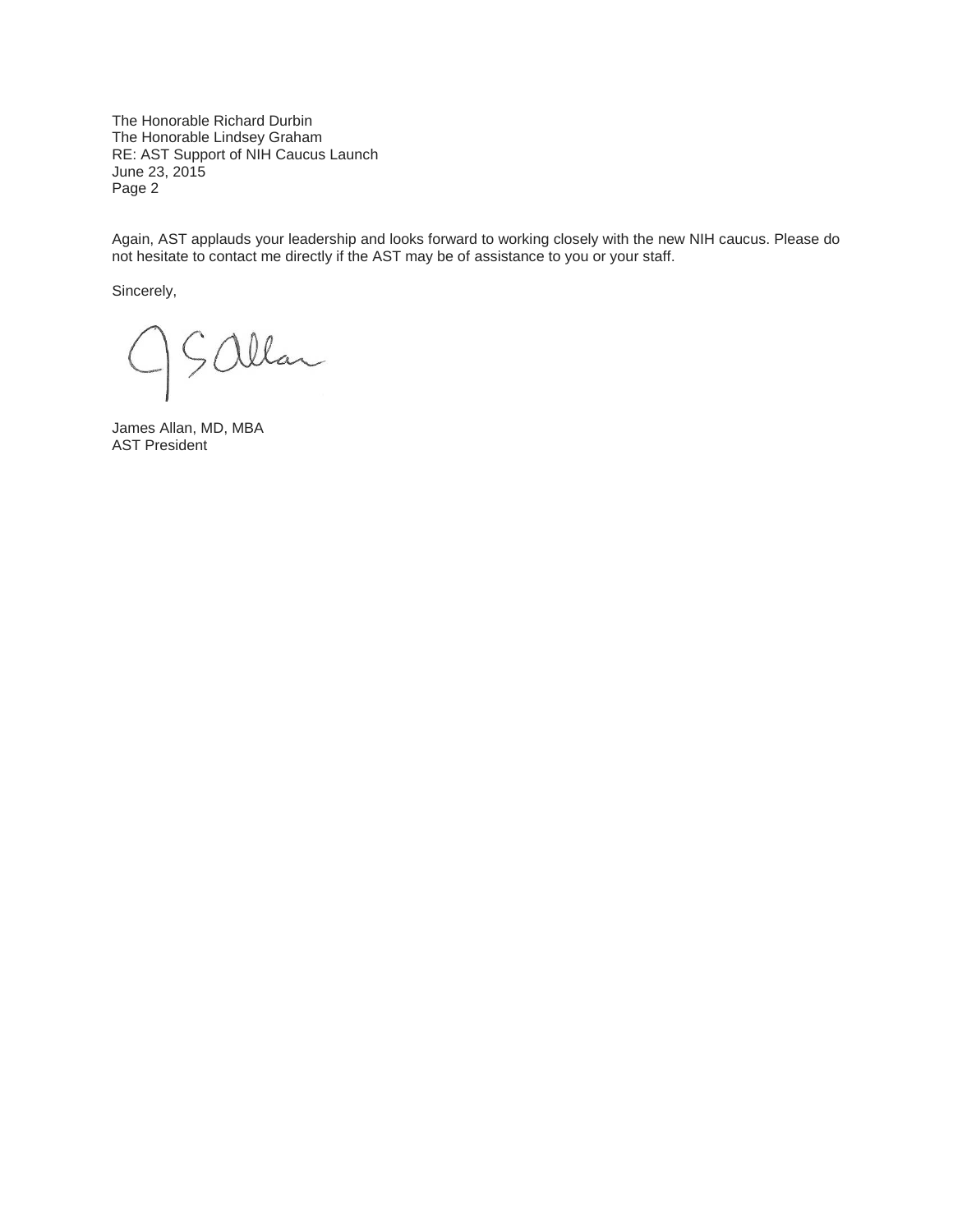The Honorable Richard Durbin
The Honorable Lindsey Graham
RE: AST Support of NIH Caucus Launch
June 23, 2015
Page 2

Again, AST applauds your leadership and looks forward to working closely with the new NIH caucus. Please do not hesitate to contact me directly if the AST may be of assistance to you or your staff.

Sincerely,

James Allan, MD, MBA
AST President